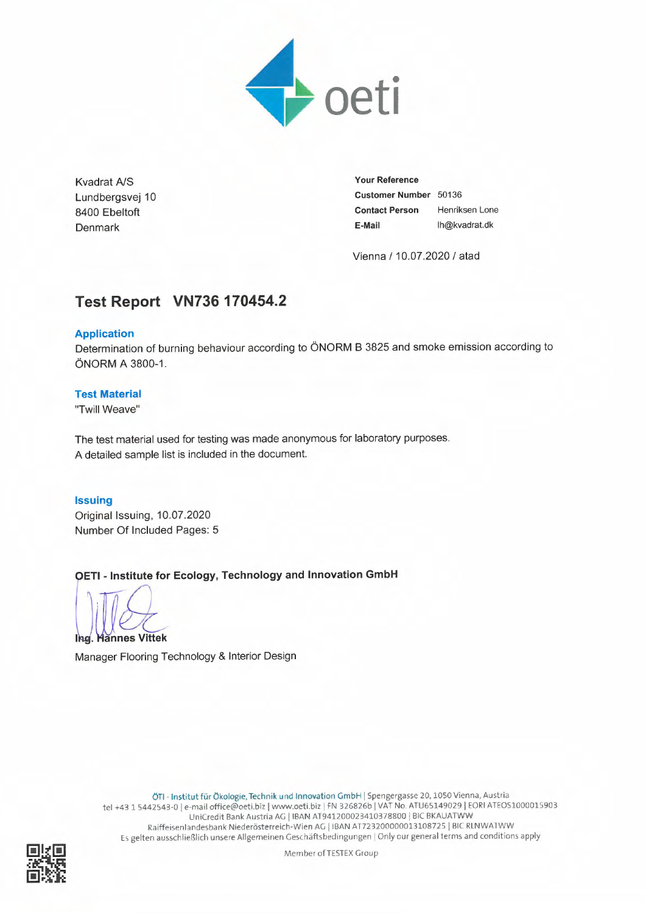oeti

Kvadrat A/S
Lundbergsvej 10
8400 Ebeltoft
Denmark

**Your Reference**

| | |
|---|---|
| **Customer Number** | 50136 |
| **Contact Person** | Henriksen Lone |
| **E-Mail** | lh@kvadrat.dk |

Vienna / 10.07.2020 / atad

# Test Report VN736 170454.2

## Application

Determination of burning behaviour according to ÖNORM B 3825 and smoke emission according to ÖNORM A 3800-1.

## Test Material

"Twill Weave"

The test material used for testing was made anonymous for laboratory purposes.
A detailed sample list is included in the document.

## Issuing

Original Issuing, 10.07.2020
Number Of Included Pages: 5

**OETI - Institute for Ecology, Technology and Innovation GmbH**

**Ing. Hannes Vittek**
Manager Flooring Technology & Interior Design

ÖTI - Institut für Ökologie, Technik und Innovation GmbH | Spengergasse 20, 1050 Vienna, Austria
tel +43 1 5442543-0 | e-mail office@oeti.biz | www.oeti.biz | FN 326826b | VAT No. ATU65149029 | EORI ATEOS1000015903
UniCredit Bank Austria AG | IBAN AT941200023410378800 | BIC BKAUATWW
Raiffeisenlandesbank Niederösterreich-Wien AG | IBAN AT723200000013108725 | BIC RLNWATWW
Es gelten ausschließlich unsere Allgemeinen Geschäftsbedingungen | Only our general terms and conditions apply

Member of TESTEX Group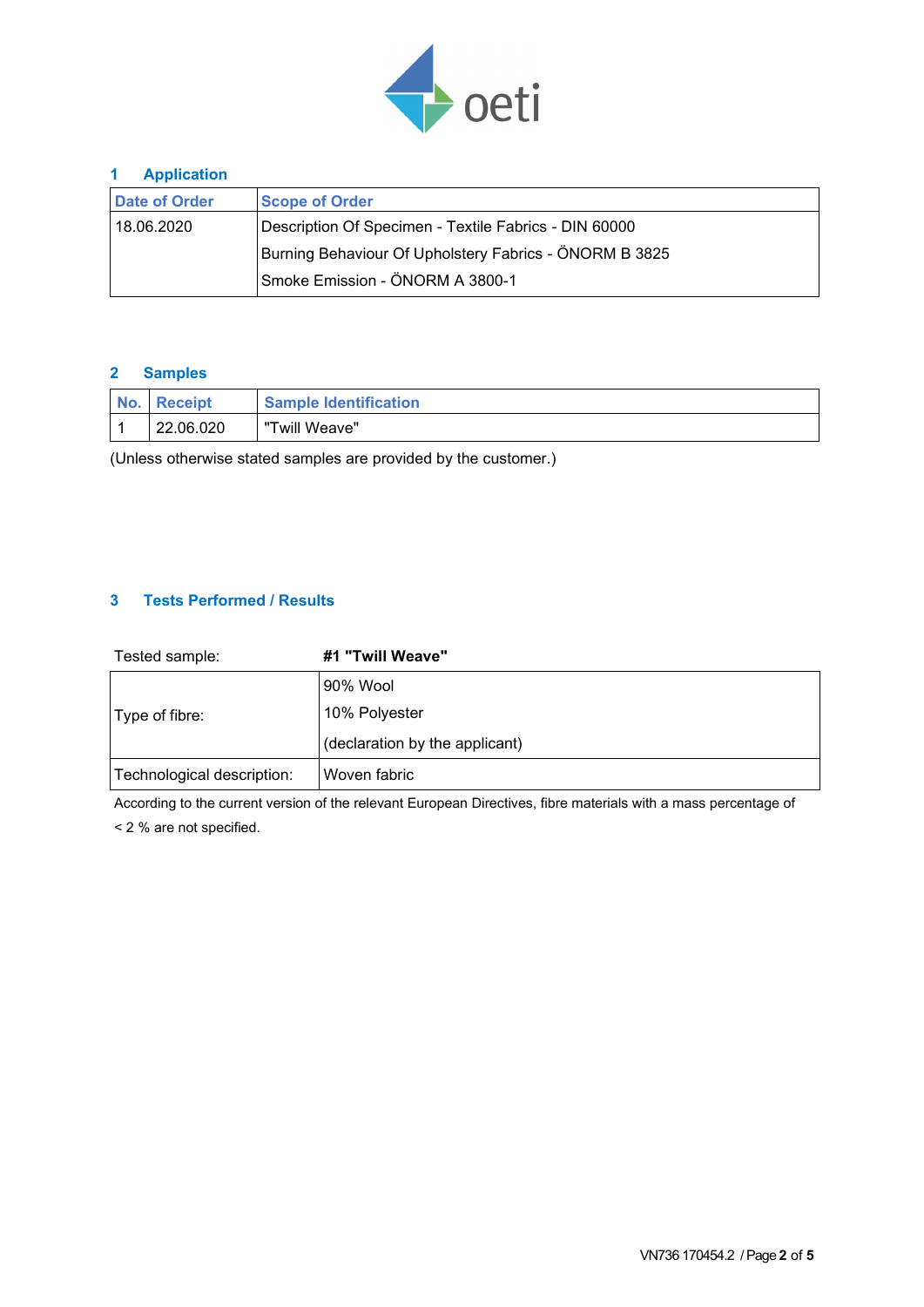## 1 Application

| Date of Order | Scope of Order |
|---|---|
| 18.06.2020 | Description Of Specimen - Textile Fabrics - DIN 60000<br>Burning Behaviour Of Upholstery Fabrics - ÖNORM B 3825<br>Smoke Emission - ÖNORM A 3800-1 |

## 2 Samples

| No. | Receipt | Sample Identification |
|---|---|---|
| 1 | 22.06.020 | "Twill Weave" |

(Unless otherwise stated samples are provided by the customer.)

## 3 Tests Performed / Results

| Tested sample: | **#1 "Twill Weave"** |
|---|---|
| Type of fibre: | 90% Wool<br>10% Polyester<br>(declaration by the applicant) |
| Technological description: | Woven fabric |

According to the current version of the relevant European Directives, fibre materials with a mass percentage of < 2 % are not specified.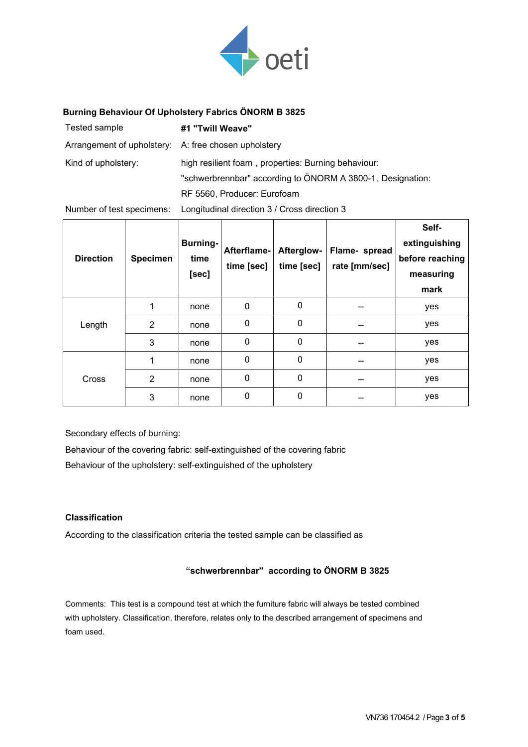## Burning Behaviour Of Upholstery Fabrics ÖNORM B 3825

| | |
|---|---|
| Tested sample | **#1 "Twill Weave"** |
| Arrangement of upholstery: | A: free chosen upholstery |
| Kind of upholstery: | high resilient foam , properties: Burning behaviour: "schwerbrennbar" according to ÖNORM A 3800-1, Designation: RF 5560, Producer: Eurofoam |
| Number of test specimens: | Longitudinal direction 3 / Cross direction 3 |

| Direction | Specimen | Burning-time [sec] | Afterflame-time [sec] | Afterglow-time [sec] | Flame- spread rate [mm/sec] | Self-extinguishing before reaching measuring mark |
|---|---|---|---|---|---|---|
| Length | 1 | none | 0 | 0 | -- | yes |
| | 2 | none | 0 | 0 | -- | yes |
| | 3 | none | 0 | 0 | -- | yes |
| Cross | 1 | none | 0 | 0 | -- | yes |
| | 2 | none | 0 | 0 | -- | yes |
| | 3 | none | 0 | 0 | -- | yes |

Secondary effects of burning:

Behaviour of the covering fabric: self-extinguished of the covering fabric

Behaviour of the upholstery: self-extinguished of the upholstery

### Classification

According to the classification criteria the tested sample can be classified as

**"schwerbrennbar" according to ÖNORM B 3825**

Comments: This test is a compound test at which the furniture fabric will always be tested combined with upholstery. Classification, therefore, relates only to the described arrangement of specimens and foam used.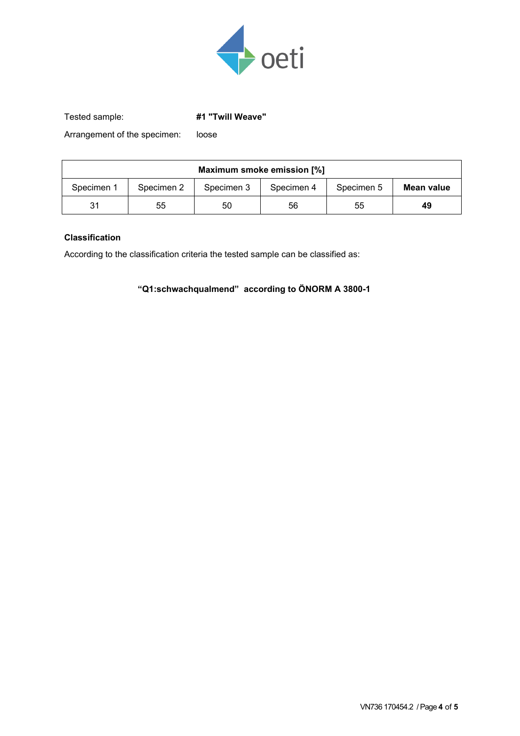Tested sample: **#1 "Twill Weave"**

Arrangement of the specimen: loose

| Maximum smoke emission [%] | | | | | |
|---|---|---|---|---|---|
| Specimen 1 | Specimen 2 | Specimen 3 | Specimen 4 | Specimen 5 | **Mean value** |
| 31 | 55 | 50 | 56 | 55 | **49** |

**Classification**

According to the classification criteria the tested sample can be classified as:

**“Q1:schwachqualmend” according to ÖNORM A 3800-1**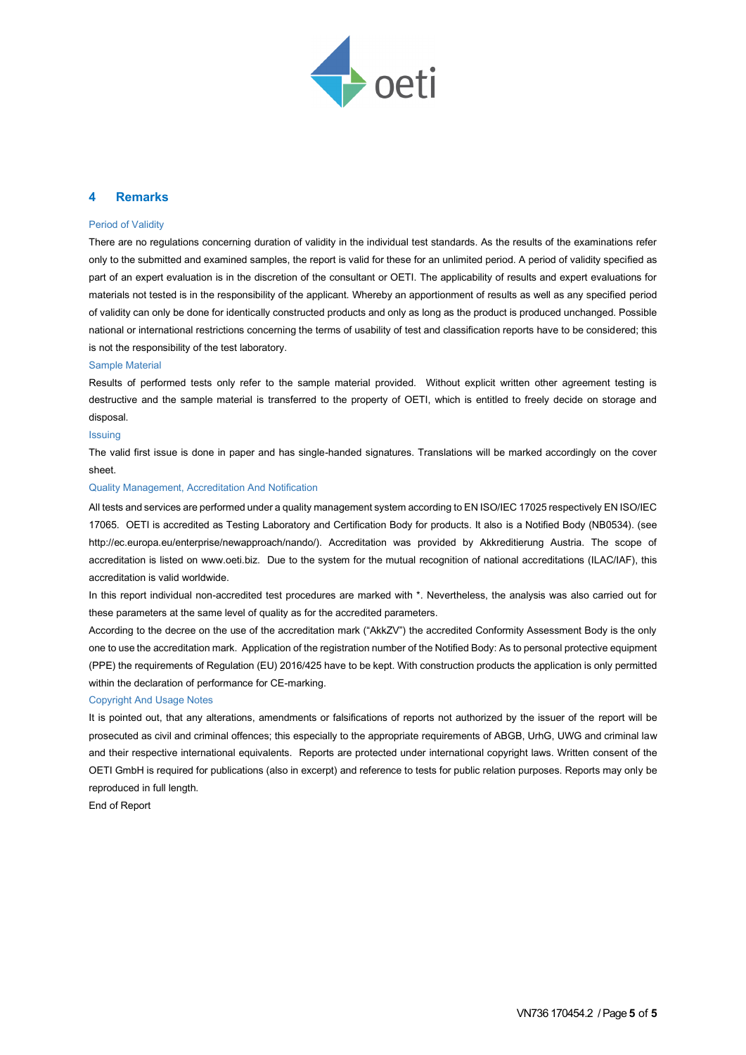## 4 Remarks

### Period of Validity

There are no regulations concerning duration of validity in the individual test standards. As the results of the examinations refer only to the submitted and examined samples, the report is valid for these for an unlimited period. A period of validity specified as part of an expert evaluation is in the discretion of the consultant or OETI. The applicability of results and expert evaluations for materials not tested is in the responsibility of the applicant. Whereby an apportionment of results as well as any specified period of validity can only be done for identically constructed products and only as long as the product is produced unchanged. Possible national or international restrictions concerning the terms of usability of test and classification reports have to be considered; this is not the responsibility of the test laboratory.

### Sample Material

Results of performed tests only refer to the sample material provided. Without explicit written other agreement testing is destructive and the sample material is transferred to the property of OETI, which is entitled to freely decide on storage and disposal.

### Issuing

The valid first issue is done in paper and has single-handed signatures. Translations will be marked accordingly on the cover sheet.

### Quality Management, Accreditation And Notification

All tests and services are performed under a quality management system according to EN ISO/IEC 17025 respectively EN ISO/IEC 17065. OETI is accredited as Testing Laboratory and Certification Body for products. It also is a Notified Body (NB0534). (see http://ec.europa.eu/enterprise/newapproach/nando/). Accreditation was provided by Akkreditierung Austria. The scope of accreditation is listed on www.oeti.biz. Due to the system for the mutual recognition of national accreditations (ILAC/IAF), this accreditation is valid worldwide.

In this report individual non-accredited test procedures are marked with *. Nevertheless, the analysis was also carried out for these parameters at the same level of quality as for the accredited parameters.

According to the decree on the use of the accreditation mark ("AkkZV") the accredited Conformity Assessment Body is the only one to use the accreditation mark. Application of the registration number of the Notified Body: As to personal protective equipment (PPE) the requirements of Regulation (EU) 2016/425 have to be kept. With construction products the application is only permitted within the declaration of performance for CE-marking.

### Copyright And Usage Notes

It is pointed out, that any alterations, amendments or falsifications of reports not authorized by the issuer of the report will be prosecuted as civil and criminal offences; this especially to the appropriate requirements of ABGB, UrhG, UWG and criminal law and their respective international equivalents. Reports are protected under international copyright laws. Written consent of the OETI GmbH is required for publications (also in excerpt) and reference to tests for public relation purposes. Reports may only be reproduced in full length.

End of Report